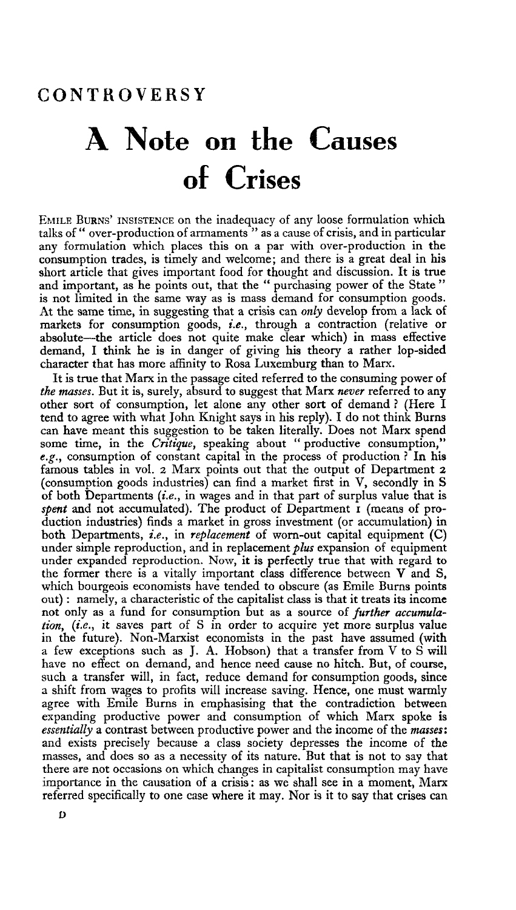## CONTROVERSY

# A Note on the Causes of Crises

EMILE BURNS' INSISTENCE on the inadequacy of any loose formulation which talks of "over-production of armaments" as a cause of crisis, and in particular any formulation which places this on a par with over-production in the consumption trades, is timely and welcome; and there is a great deal in his short article that gives important food for thought and discussion. It is true and important, as he points out, that the "purchasing power of the State" is not limited in the same way as is mass demand for consumption goods. At the same time, in suggesting that a crisis can *only* develop from a lack of markets for consumption goods, *i.e.*, through a contraction (relative or absolute—the article does not quite make clear which) in mass effective demand, I think he is in danger of giving his theory a rather lop-sided character that has more affinity to Rosa Luxemburg than to Marx.

It is true that Marx in the passage cited referred to the consuming power of *the masses*. But it is, surely, absurd to suggest that Marx *never* referred to any other sort of consumption, let alone any other sort of demand? (Here I tend to agree with what John Knight says in his reply). I do not think Burns can have meant this suggestion to be taken literally. Does not Marx spend some time, in the *Critique*, speaking about "productive consumption," *e.g.*, consumption of constant capital in the process of production? In his famous tables in vol. 2 Marx points out that the output of Department 2 (consumption goods industries) can find a market first in V, secondly in S of both Departments (*i.e.*, in wages and in that part of surplus value that is *spent* and not accumulated). The product of Department 1 (means of production industries) finds a market in gross investment (or accumulation) in both Departments, *i.e.*, in *replacement* of worn-out capital equipment (C) under simple reproduction, and in replacement *plus* expansion of equipment under expanded reproduction. Now, it is perfectly true that with regard to the former there is a vitally important class difference between V and S, which bourgeois economists have tended to obscure (as Emile Burns points out): namely, a characteristic of the capitalist class is that it treats its income not only as a fund for consumption but as a source of *further accumulation*, (*i.e.*, it saves part of S in order to acquire yet more surplus value in the future). Non-Marxist economists in the past have assumed (with a few exceptions such as J. A. Hobson) that a transfer from V to S will have no effect on demand, and hence need cause no hitch. But, of course, such a transfer will, in fact, reduce demand for consumption goods, since a shift from wages to profits will increase saving. Hence, one must warmly agree with Emile Burns in emphasising that the contradiction between expanding productive power and consumption of which Marx spoke is *essentially* a contrast between productive power and the income of the *masses*: and exists precisely because a class society depresses the income of the masses, and does so as a necessity of its nature. But that is not to say that there are not occasions on which changes in capitalist consumption may have importance in the causation of a crisis: as we shall see in a moment, Marx referred specifically to one case where it may. Nor is it to say that crises can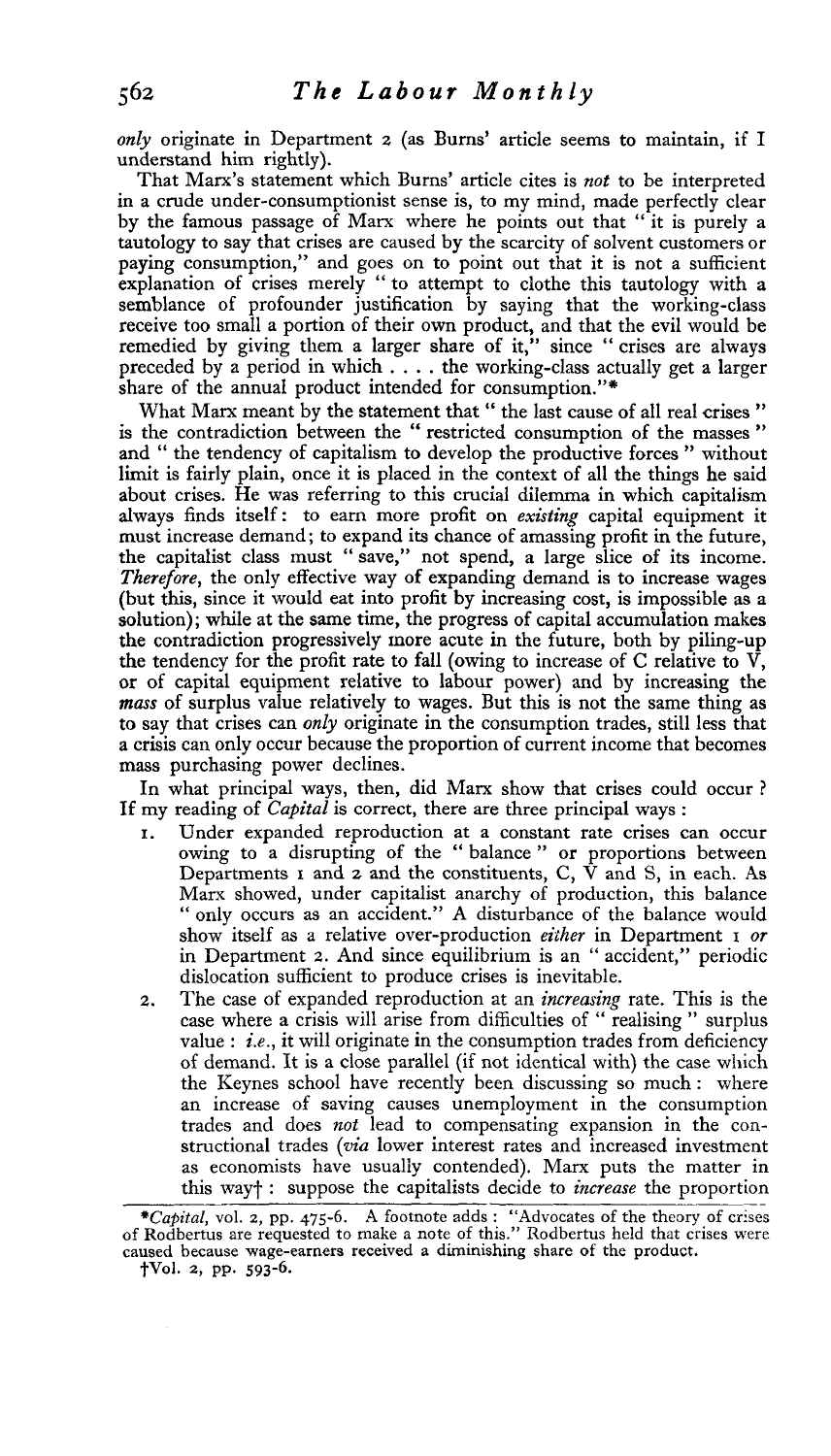*only* originate in Department 2 (as Burns' article seems to maintain, if I understand him rightly).

That Marx's statement which Burns' article cites is *not* to be interpreted in a crude under-consumptionist sense is, to my mind, made perfectly clear by the famous passage of Marx where he points out that "it is purely a tautology to say that crises are caused by the scarcity of solvent customers or paying consumption," and goes on to point out that it is not a sufficient explanation of crises merely "to attempt to clothe this tautology with a semblance of profounder justification by saying that the working-class receive too small a portion of their own product, and that the evil would be remedied by giving them a larger share of it," since "crises are always preceded by a period in which . . . . the working-class actually get a larger share of the annual product intended for consumption."*

What Marx meant by the statement that "the last cause of all real crises" is the contradiction between the "restricted consumption of the masses" and "the tendency of capitalism to develop the productive forces" without limit is fairly plain, once it is placed in the context of all the things he said about crises. He was referring to this crucial dilemma in which capitalism always finds itself: to earn more profit on *existing* capital equipment it must increase demand; to expand its chance of amassing profit in the future, the capitalist class must "save," not spend, a large slice of its income. *Therefore*, the only effective way of expanding demand is to increase wages (but this, since it would eat into profit by increasing cost, is impossible as a solution); while at the same time, the progress of capital accumulation makes the contradiction progressively more acute in the future, both by piling-up the tendency for the profit rate to fall (owing to increase of C relative to V, or of capital equipment relative to labour power) and by increasing the *mass* of surplus value relatively to wages. But this is not the same thing as to say that crises can *only* originate in the consumption trades, still less that a crisis can only occur because the proportion of current income that becomes mass purchasing power declines.

In what principal ways, then, did Marx show that crises could occur? If my reading of *Capital* is correct, there are three principal ways:

1. Under expanded reproduction at a constant rate crises can occur owing to a disrupting of the "balance" or proportions between Departments 1 and 2 and the constituents, C, V and S, in each. As Marx showed, under capitalist anarchy of production, this balance "only occurs as an accident." A disturbance of the balance would show itself as a relative over-production *either* in Department 1 *or* in Department 2. And since equilibrium is an "accident," periodic dislocation sufficient to produce crises is inevitable.
2. The case of expanded reproduction at an *increasing* rate. This is the case where a crisis will arise from difficulties of "realising" surplus value: *i.e.*, it will originate in the consumption trades from deficiency of demand. It is a close parallel (if not identical with) the case which the Keynes school have recently been discussing so much: where an increase of saving causes unemployment in the consumption trades and does *not* lead to compensating expansion in the constructional trades (*via* lower interest rates and increased investment as economists have usually contended). Marx puts the matter in this way†: suppose the capitalists decide to *increase* the proportion

*\*Capital*, vol. 2, pp. 475-6. A footnote adds: "Advocates of the theory of crises of Rodbertus are requested to make a note of this." Rodbertus held that crises were caused because wage-earners received a diminishing share of the product.

†Vol. 2, pp. 593-6.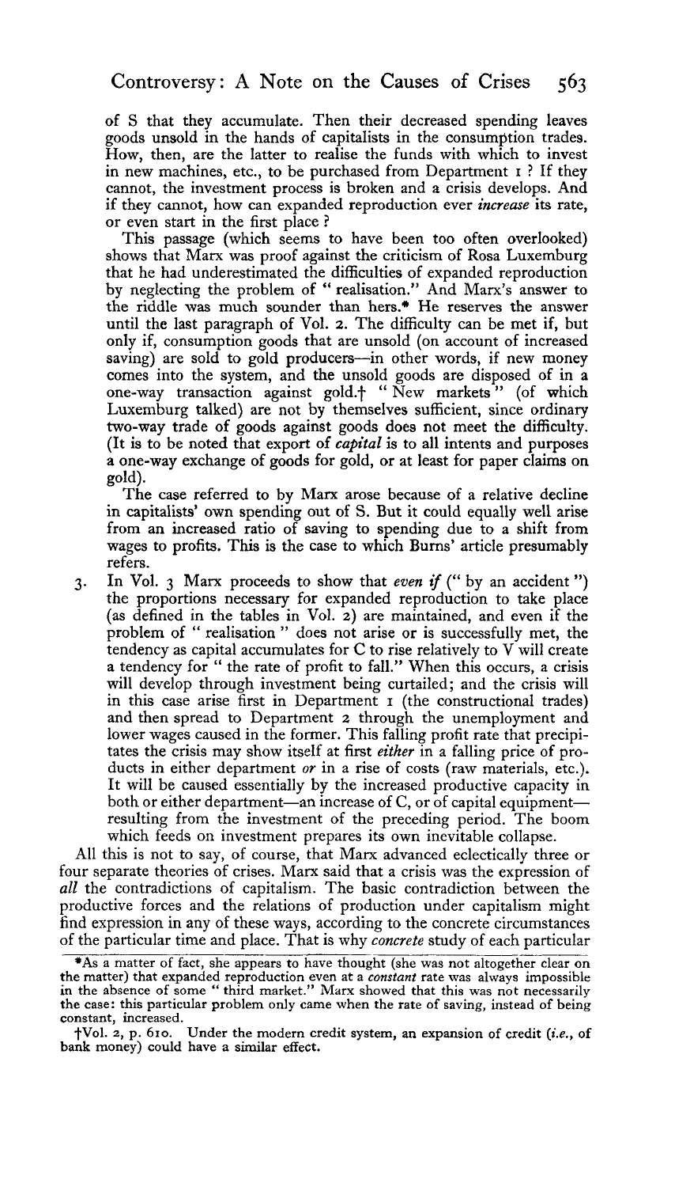of S that they accumulate. Then their decreased spending leaves goods unsold in the hands of capitalists in the consumption trades. How, then, are the latter to realise the funds with which to invest in new machines, etc., to be purchased from Department 1 ? If they cannot, the investment process is broken and a crisis develops. And if they cannot, how can expanded reproduction ever *increase* its rate, or even start in the first place ?

This passage (which seems to have been too often overlooked) shows that Marx was proof against the criticism of Rosa Luxemburg that he had underestimated the difficulties of expanded reproduction by neglecting the problem of " realisation." And Marx's answer to the riddle was much sounder than hers.* He reserves the answer until the last paragraph of Vol. 2. The difficulty can be met if, but only if, consumption goods that are unsold (on account of increased saving) are sold to gold producers—in other words, if new money comes into the system, and the unsold goods are disposed of in a one-way transaction against gold.† " New markets " (of which Luxemburg talked) are not by themselves sufficient, since ordinary two-way trade of goods against goods does not meet the difficulty. (It is to be noted that export of *capital* is to all intents and purposes a one-way exchange of goods for gold, or at least for paper claims on gold).

The case referred to by Marx arose because of a relative decline in capitalists' own spending out of S. But it could equally well arise from an increased ratio of saving to spending due to a shift from wages to profits. This is the case to which Burns' article presumably refers.

3. In Vol. 3 Marx proceeds to show that *even if* (" by an accident ") the proportions necessary for expanded reproduction to take place (as defined in the tables in Vol. 2) are maintained, and even if the problem of " realisation " does not arise or is successfully met, the tendency as capital accumulates for C to rise relatively to V will create a tendency for " the rate of profit to fall." When this occurs, a crisis will develop through investment being curtailed; and the crisis will in this case arise first in Department 1 (the constructional trades) and then spread to Department 2 through the unemployment and lower wages caused in the former. This falling profit rate that precipitates the crisis may show itself at first *either* in a falling price of products in either department *or* in a rise of costs (raw materials, etc.). It will be caused essentially by the increased productive capacity in both or either department—an increase of C, or of capital equipment—resulting from the investment of the preceding period. The boom which feeds on investment prepares its own inevitable collapse.

All this is not to say, of course, that Marx advanced eclectically three or four separate theories of crises. Marx said that a crisis was the expression of *all* the contradictions of capitalism. The basic contradiction between the productive forces and the relations of production under capitalism might find expression in any of these ways, according to the concrete circumstances of the particular time and place. That is why *concrete* study of each particular

*As a matter of fact, she appears to have thought (she was not altogether clear on the matter) that expanded reproduction even at a *constant* rate was always impossible in the absence of some " third market." Marx showed that this was not necessarily the case: this particular problem only came when the rate of saving, instead of being constant, increased.

†Vol. 2, p. 610. Under the modern credit system, an expansion of credit (*i.e.*, of bank money) could have a similar effect.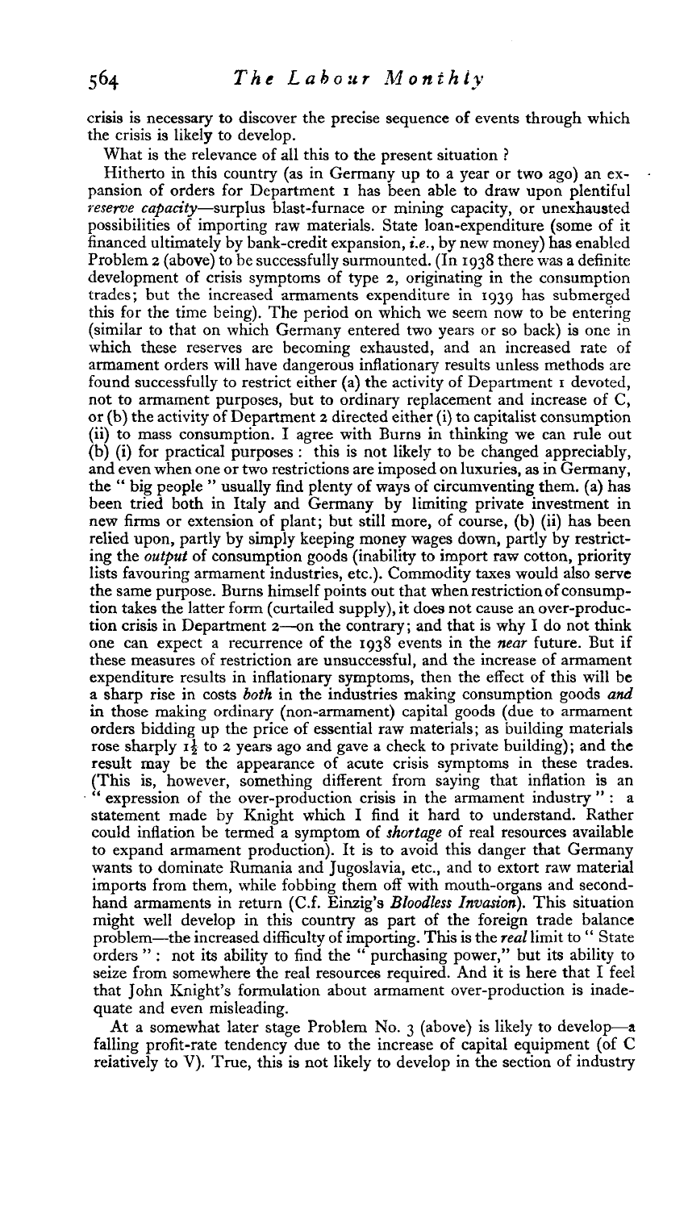crisis is necessary to discover the precise sequence of events through which the crisis is likely to develop.

What is the relevance of all this to the present situation ?

Hitherto in this country (as in Germany up to a year or two ago) an expansion of orders for Department 1 has been able to draw upon plentiful *reserve capacity*—surplus blast-furnace or mining capacity, or unexhausted possibilities of importing raw materials. State loan-expenditure (some of it financed ultimately by bank-credit expansion, *i.e.*, by new money) has enabled Problem 2 (above) to be successfully surmounted. (In 1938 there was a definite development of crisis symptoms of type 2, originating in the consumption trades; but the increased armaments expenditure in 1939 has submerged this for the time being). The period on which we seem now to be entering (similar to that on which Germany entered two years or so back) is one in which these reserves are becoming exhausted, and an increased rate of armament orders will have dangerous inflationary results unless methods are found successfully to restrict either (a) the activity of Department 1 devoted, not to armament purposes, but to ordinary replacement and increase of C, or (b) the activity of Department 2 directed either (i) to capitalist consumption (ii) to mass consumption. I agree with Burns in thinking we can rule out (b) (i) for practical purposes : this is not likely to be changed appreciably, and even when one or two restrictions are imposed on luxuries, as in Germany, the " big people " usually find plenty of ways of circumventing them. (a) has been tried both in Italy and Germany by limiting private investment in new firms or extension of plant; but still more, of course, (b) (ii) has been relied upon, partly by simply keeping money wages down, partly by restricting the *output* of consumption goods (inability to import raw cotton, priority lists favouring armament industries, etc.). Commodity taxes would also serve the same purpose. Burns himself points out that when restriction of consumption takes the latter form (curtailed supply), it does not cause an over-production crisis in Department 2—on the contrary; and that is why I do not think one can expect a recurrence of the 1938 events in the *near* future. But if these measures of restriction are unsuccessful, and the increase of armament expenditure results in inflationary symptoms, then the effect of this will be a sharp rise in costs *both* in the industries making consumption goods *and* in those making ordinary (non-armament) capital goods (due to armament orders bidding up the price of essential raw materials; as building materials rose sharply 1½ to 2 years ago and gave a check to private building); and the result may be the appearance of acute crisis symptoms in these trades. (This is, however, something different from saying that inflation is an " expression of the over-production crisis in the armament industry " : a statement made by Knight which I find it hard to understand. Rather could inflation be termed a symptom of *shortage* of real resources available to expand armament production). It is to avoid this danger that Germany wants to dominate Rumania and Jugoslavia, etc., and to extort raw material imports from them, while fobbing them off with mouth-organs and second-hand armaments in return (C.f. Einzig's *Bloodless Invasion*). This situation might well develop in this country as part of the foreign trade balance problem—the increased difficulty of importing. This is the *real* limit to " State orders " : not its ability to find the " purchasing power," but its ability to seize from somewhere the real resources required. And it is here that I feel that John Knight's formulation about armament over-production is inadequate and even misleading.

At a somewhat later stage Problem No. 3 (above) is likely to develop—a falling profit-rate tendency due to the increase of capital equipment (of C relatively to V). True, this is not likely to develop in the section of industry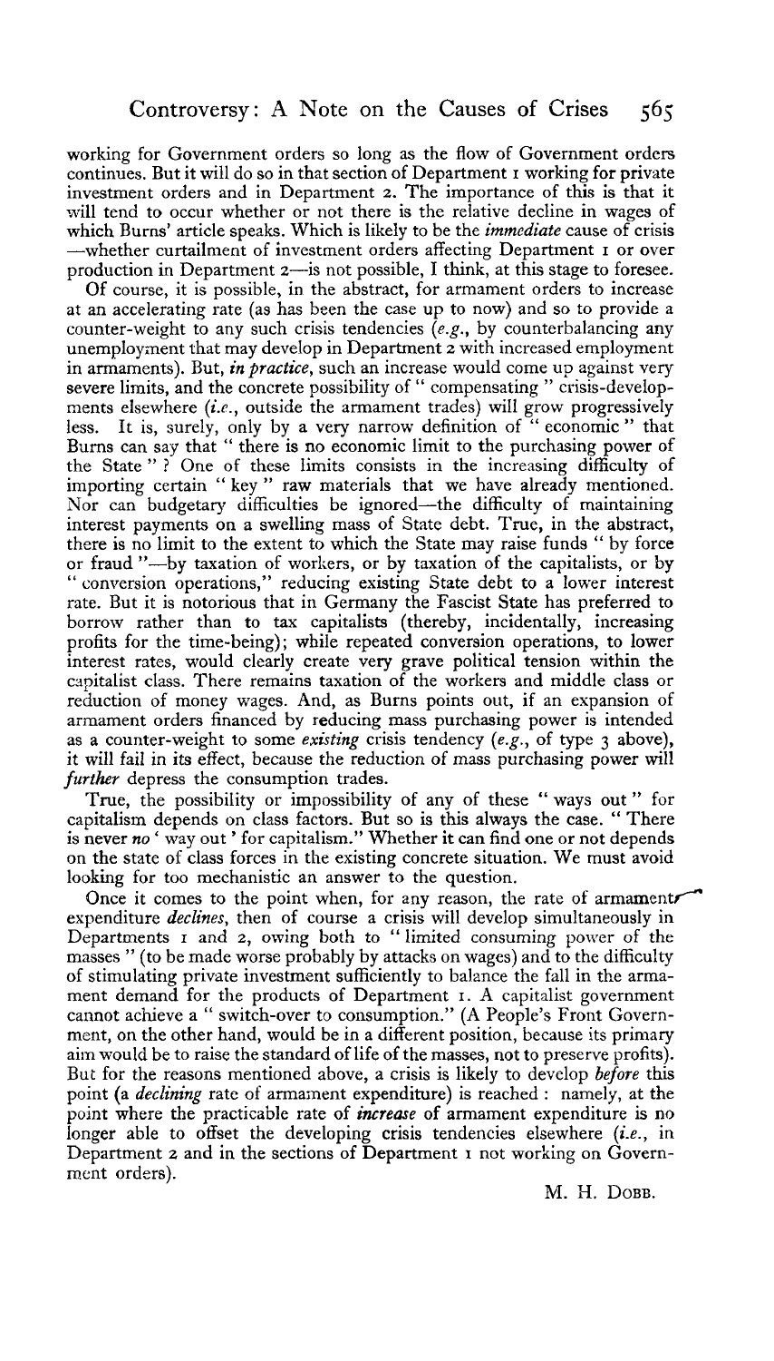working for Government orders so long as the flow of Government orders continues. But it will do so in that section of Department 1 working for private investment orders and in Department 2. The importance of this is that it will tend to occur whether or not there is the relative decline in wages of which Burns' article speaks. Which is likely to be the *immediate* cause of crisis —whether curtailment of investment orders affecting Department 1 or over production in Department 2—is not possible, I think, at this stage to foresee.

Of course, it is possible, in the abstract, for armament orders to increase at an accelerating rate (as has been the case up to now) and so to provide a counter-weight to any such crisis tendencies (*e.g.*, by counterbalancing any unemployment that may develop in Department 2 with increased employment in armaments). But, *in practice*, such an increase would come up against very severe limits, and the concrete possibility of " compensating " crisis-developments elsewhere (*i.e.*, outside the armament trades) will grow progressively less. It is, surely, only by a very narrow definition of " economic " that Burns can say that " there is no economic limit to the purchasing power of the State " ? One of these limits consists in the increasing difficulty of importing certain " key " raw materials that we have already mentioned. Nor can budgetary difficulties be ignored—the difficulty of maintaining interest payments on a swelling mass of State debt. True, in the abstract, there is no limit to the extent to which the State may raise funds " by force or fraud "—by taxation of workers, or by taxation of the capitalists, or by " conversion operations," reducing existing State debt to a lower interest rate. But it is notorious that in Germany the Fascist State has preferred to borrow rather than to tax capitalists (thereby, incidentally, increasing profits for the time-being); while repeated conversion operations, to lower interest rates, would clearly create very grave political tension within the capitalist class. There remains taxation of the workers and middle class or reduction of money wages. And, as Burns points out, if an expansion of armament orders financed by reducing mass purchasing power is intended as a counter-weight to some *existing* crisis tendency (*e.g.*, of type 3 above), it will fail in its effect, because the reduction of mass purchasing power will *further* depress the consumption trades.

True, the possibility or impossibility of any of these " ways out " for capitalism depends on class factors. But so is this always the case. " There is never *no* ' way out ' for capitalism." Whether it can find one or not depends on the state of class forces in the existing concrete situation. We must avoid looking for too mechanistic an answer to the question.

Once it comes to the point when, for any reason, the rate of armament expenditure *declines*, then of course a crisis will develop simultaneously in Departments 1 and 2, owing both to " limited consuming power of the masses " (to be made worse probably by attacks on wages) and to the difficulty of stimulating private investment sufficiently to balance the fall in the armament demand for the products of Department 1. A capitalist government cannot achieve a " switch-over to consumption." (A People's Front Government, on the other hand, would be in a different position, because its primary aim would be to raise the standard of life of the masses, not to preserve profits). But for the reasons mentioned above, a crisis is likely to develop *before* this point (a *declining* rate of armament expenditure) is reached : namely, at the point where the practicable rate of *increase* of armament expenditure is no longer able to offset the developing crisis tendencies elsewhere (*i.e.*, in Department 2 and in the sections of Department 1 not working on Government orders).

M. H. DOBB.